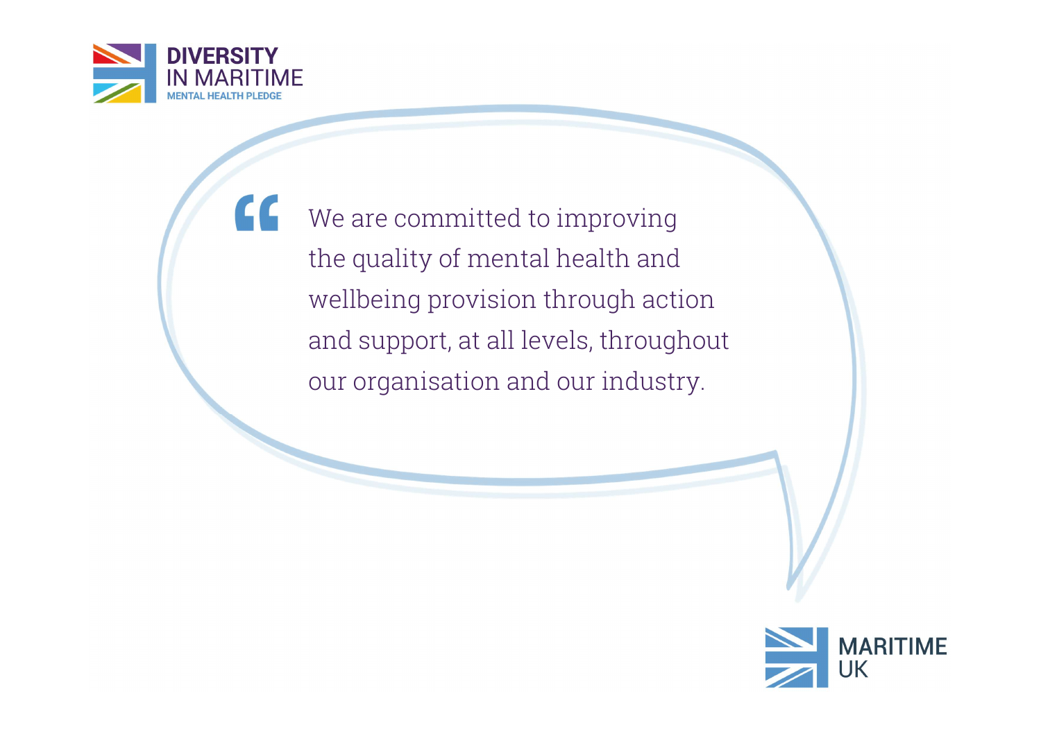DIVERSITY IN MARITIME
MENTAL HEALTH PLEDGE

> "We are committed to improving the quality of mental health and wellbeing provision through action and support, at all levels, throughout our organisation and our industry.

MARITIME UK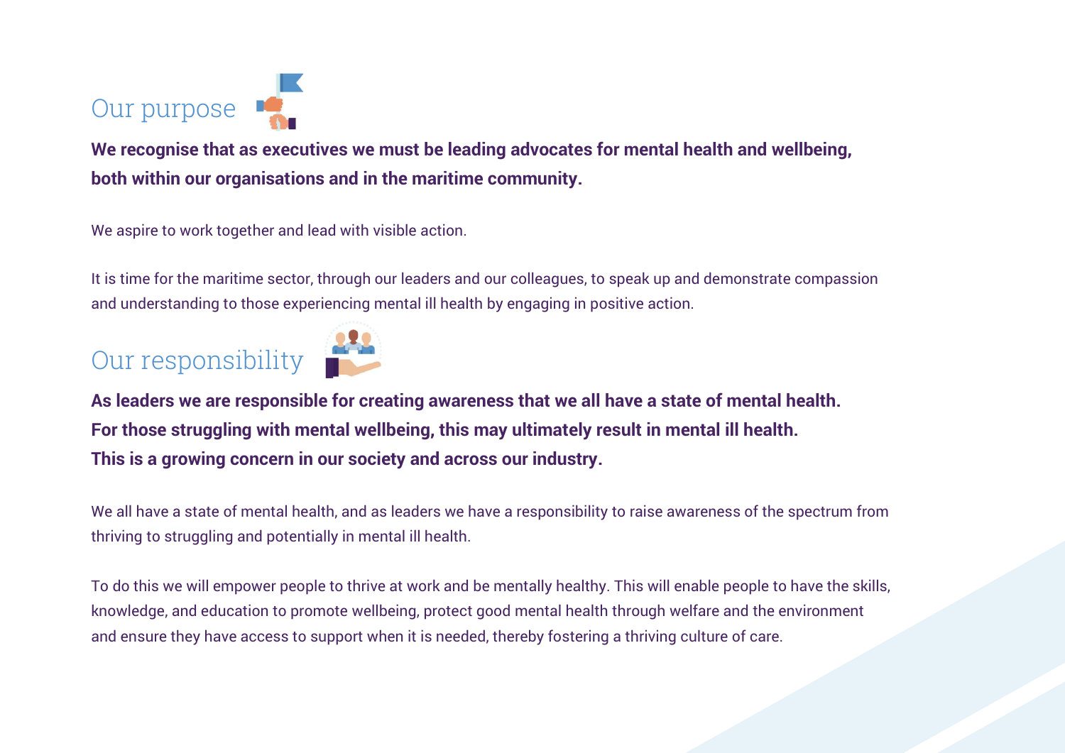## Our purpose

**We recognise that as executives we must be leading advocates for mental health and wellbeing, both within our organisations and in the maritime community.**

We aspire to work together and lead with visible action.

It is time for the maritime sector, through our leaders and our colleagues, to speak up and demonstrate compassion and understanding to those experiencing mental ill health by engaging in positive action.

## Our responsibility

**As leaders we are responsible for creating awareness that we all have a state of mental health. For those struggling with mental wellbeing, this may ultimately result in mental ill health. This is a growing concern in our society and across our industry.**

We all have a state of mental health, and as leaders we have a responsibility to raise awareness of the spectrum from thriving to struggling and potentially in mental ill health.

To do this we will empower people to thrive at work and be mentally healthy. This will enable people to have the skills, knowledge, and education to promote wellbeing, protect good mental health through welfare and the environment and ensure they have access to support when it is needed, thereby fostering a thriving culture of care.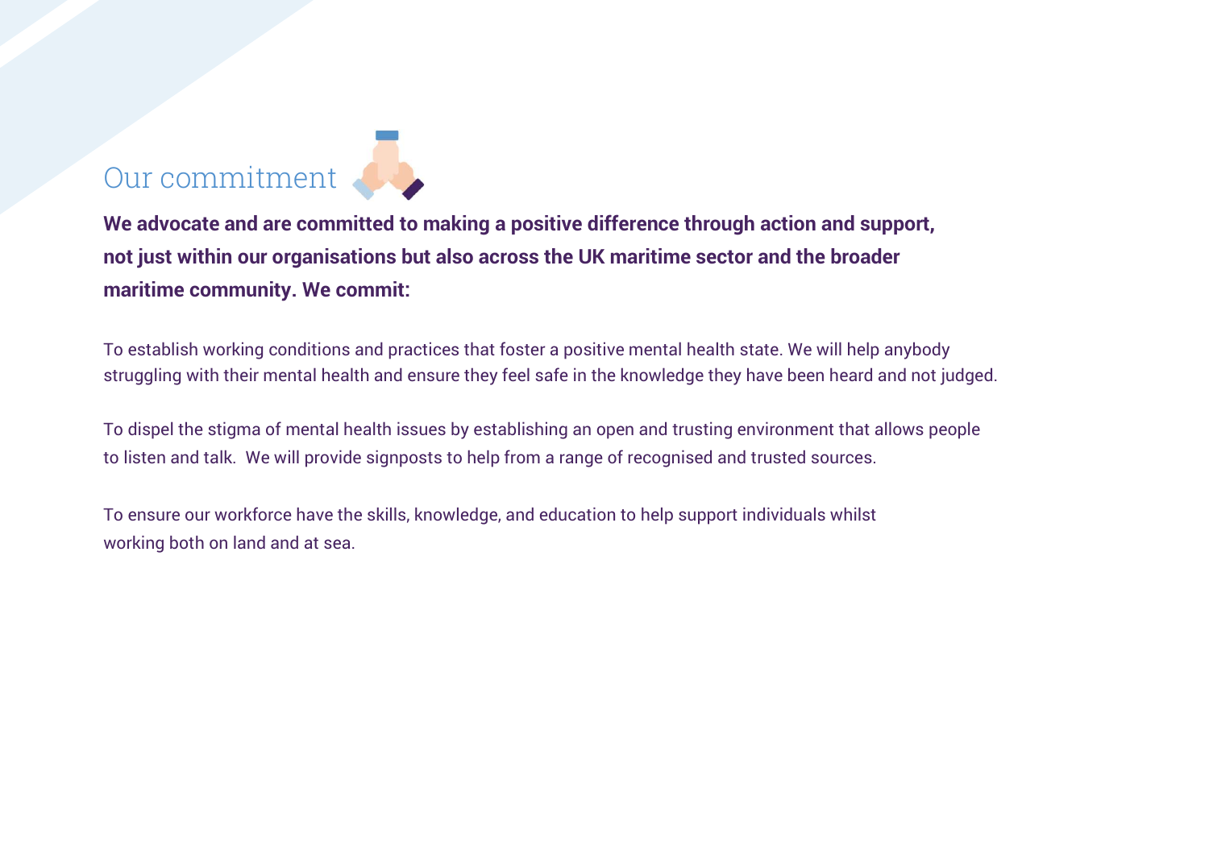## Our commitment

**We advocate and are committed to making a positive difference through action and support, not just within our organisations but also across the UK maritime sector and the broader maritime community. We commit:**

To establish working conditions and practices that foster a positive mental health state. We will help anybody struggling with their mental health and ensure they feel safe in the knowledge they have been heard and not judged.

To dispel the stigma of mental health issues by establishing an open and trusting environment that allows people to listen and talk. We will provide signposts to help from a range of recognised and trusted sources.

To ensure our workforce have the skills, knowledge, and education to help support individuals whilst working both on land and at sea.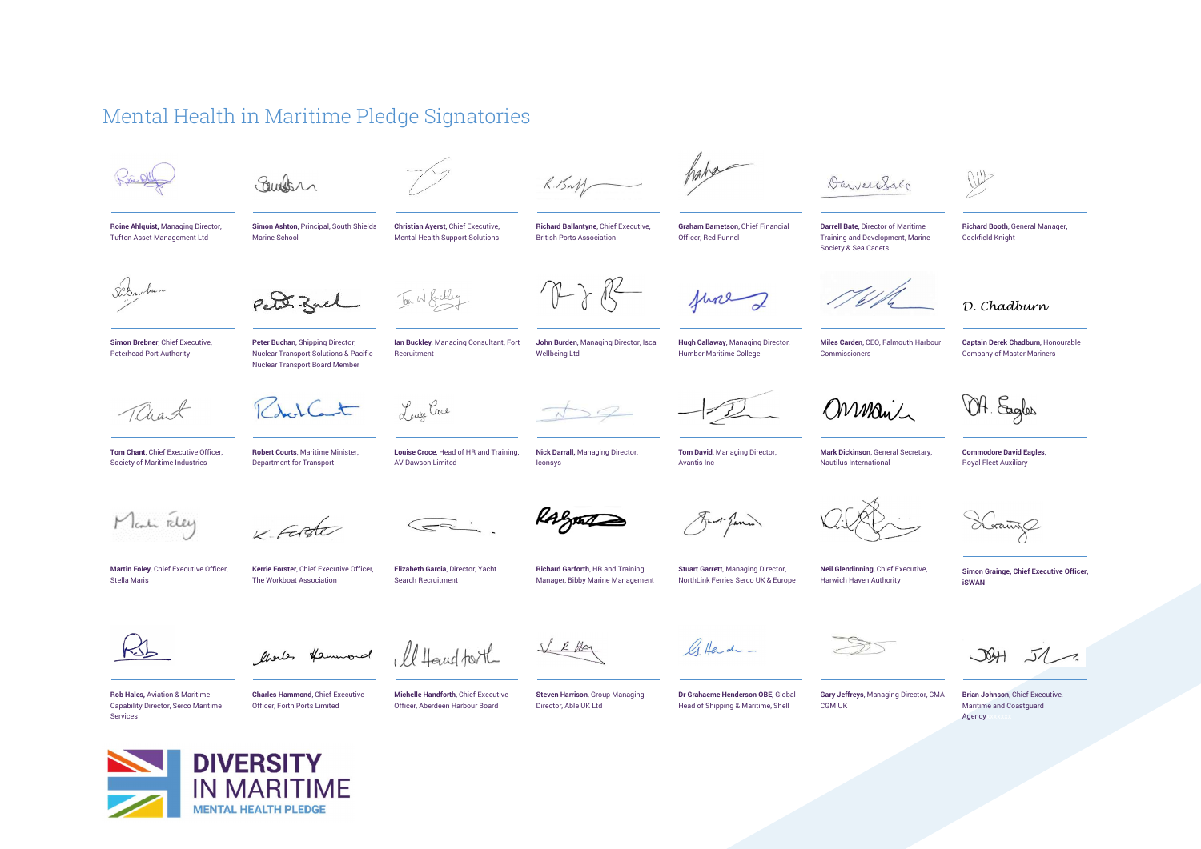# Mental Health in Maritime Pledge Signatories

**Roine Ahlquist,** Managing Director, Tufton Asset Management Ltd

**Simon Ashton**, Principal, South Shields Marine School

**Christian Ayerst**, Chief Executive, Mental Health Support Solutions

**Richard Ballantyne**, Chief Executive, British Ports Association

**Graham Barnetson**, Chief Financial Officer, Red Funnel

**Darrell Bate**, Director of Maritime Training and Development, Marine Society & Sea Cadets

**Richard Booth**, General Manager, Cockfield Knight

**Simon Brebner**, Chief Executive, Peterhead Port Authority

**Peter Buchan**, Shipping Director, Nuclear Transport Solutions & Pacific Nuclear Transport Board Member

**Ian Buckley**, Managing Consultant, Fort Recruitment

**John Burden**, Managing Director, Isca Wellbeing Ltd

**Hugh Callaway**, Managing Director, Humber Maritime College

**Miles Carden**, CEO, Falmouth Harbour Commissioners

**Captain Derek Chadburn**, Honourable Company of Master Mariners

**Tom Chant**, Chief Executive Officer, Society of Maritime Industries

**Robert Courts**, Maritime Minister, Department for Transport

**Louise Croce**, Head of HR and Training, AV Dawson Limited

**Nick Darrall,** Managing Director, Iconsys

**Tom David**, Managing Director, Avantis Inc

**Mark Dickinson**, General Secretary, Nautilus International

**Commodore David Eagles**, Royal Fleet Auxiliary

**Martin Foley**, Chief Executive Officer, Stella Maris

**Kerrie Forster**, Chief Executive Officer, The Workboat Association

**Elizabeth Garcia**, Director, Yacht Search Recruitment

**Richard Garforth**, HR and Training Manager, Bibby Marine Management

**Stuart Garrett**, Managing Director, NorthLink Ferries Serco UK & Europe

**Neil Glendinning**, Chief Executive, Harwich Haven Authority

**Simon Grainge, Chief Executive Officer, iSWAN**

**Rob Hales,** Aviation & Maritime Capability Director, Serco Maritime Services

**Charles Hammond**, Chief Executive Officer, Forth Ports Limited

**Michelle Handforth**, Chief Executive Officer, Aberdeen Harbour Board

**Steven Harrison**, Group Managing Director, Able UK Ltd

**Dr Grahaeme Henderson OBE**, Global Head of Shipping & Maritime, Shell

**Gary Jeffreys**, Managing Director, CMA CGM UK

**Brian Johnson**, Chief Executive, Maritime and Coastguard Agency

**DIVERSITY IN MARITIME**
**MENTAL HEALTH PLEDGE**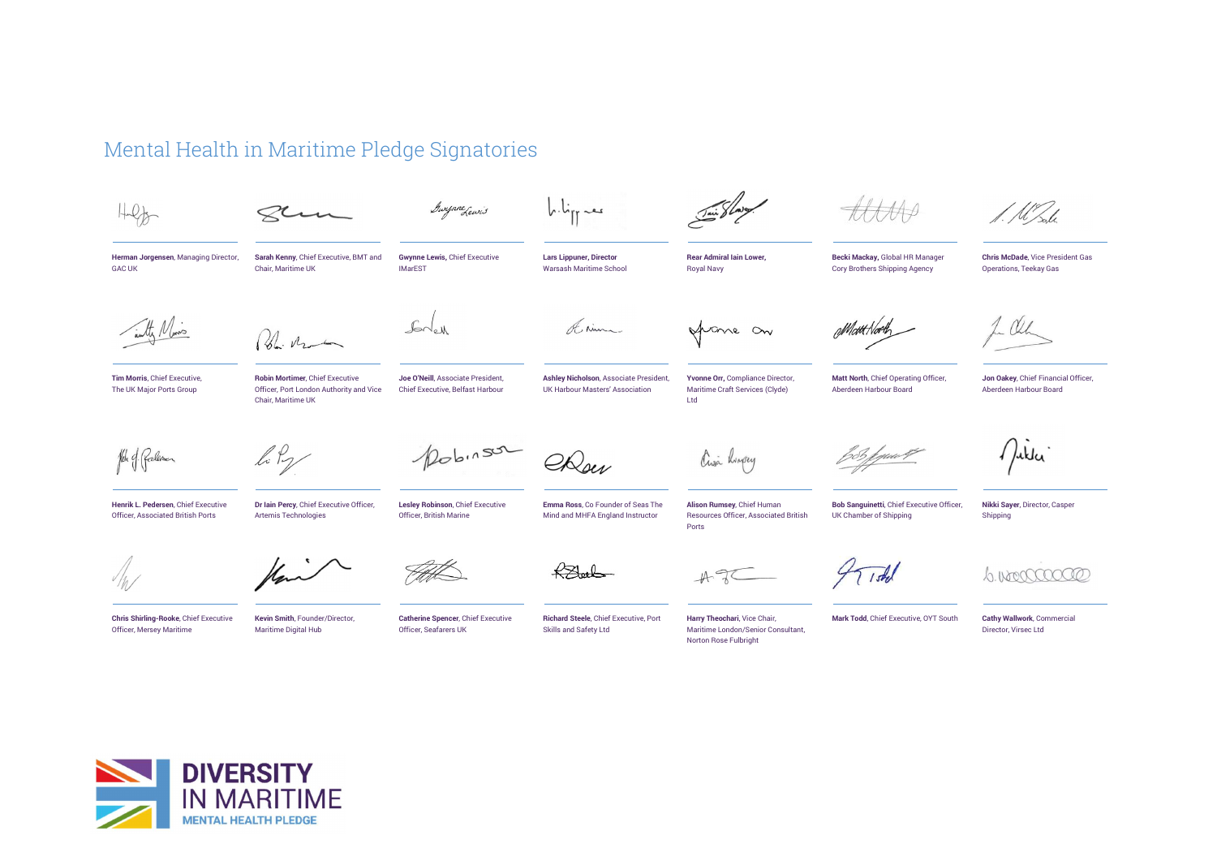# Mental Health in Maritime Pledge Signatories

**Herman Jorgensen**, Managing Director, GAC UK

**Sarah Kenny**, Chief Executive, BMT and Chair, Maritime UK

**Gwynne Lewis**, Chief Executive IMarEST

**Lars Lippuner, Director** Warsash Maritime School

**Rear Admiral Iain Lower,** Royal Navy

**Becki Mackay,** Global HR Manager Cory Brothers Shipping Agency

**Chris McDade**, Vice President Gas Operations, Teekay Gas

**Tim Morris**, Chief Executive, The UK Major Ports Group

**Robin Mortimer**, Chief Executive Officer, Port London Authority and Vice Chair, Maritime UK

**Joe O'Neill**, Associate President, Chief Executive, Belfast Harbour

**Ashley Nicholson**, Associate President, UK Harbour Masters' Association

**Yvonne Orr,** Compliance Director, Maritime Craft Services (Clyde) Ltd

**Matt North**, Chief Operating Officer, Aberdeen Harbour Board

**Jon Oakey**, Chief Financial Officer, Aberdeen Harbour Board

**Henrik L. Pedersen**, Chief Executive Officer, Associated British Ports

**Dr Iain Percy**, Chief Executive Officer, Artemis Technologies

**Lesley Robinson**, Chief Executive Officer, British Marine

**Emma Ross**, Co Founder of Seas The Mind and MHFA England Instructor

**Alison Rumsey**, Chief Human Resources Officer, Associated British Ports

**Bob Sanguinetti**, Chief Executive Officer, UK Chamber of Shipping

**Nikki Sayer**, Director, Casper Shipping

**Chris Shirling-Rooke**, Chief Executive Officer, Mersey Maritime

**Kevin Smith**, Founder/Director, Maritime Digital Hub

**Catherine Spencer**, Chief Executive Officer, Seafarers UK

**Richard Steele**, Chief Executive, Port Skills and Safety Ltd

**Harry Theochari**, Vice Chair, Maritime London/Senior Consultant, Norton Rose Fulbright

**Mark Todd**, Chief Executive, OYT South

**Cathy Wallwork**, Commercial Director, Virsec Ltd

DIVERSITY IN MARITIME
MENTAL HEALTH PLEDGE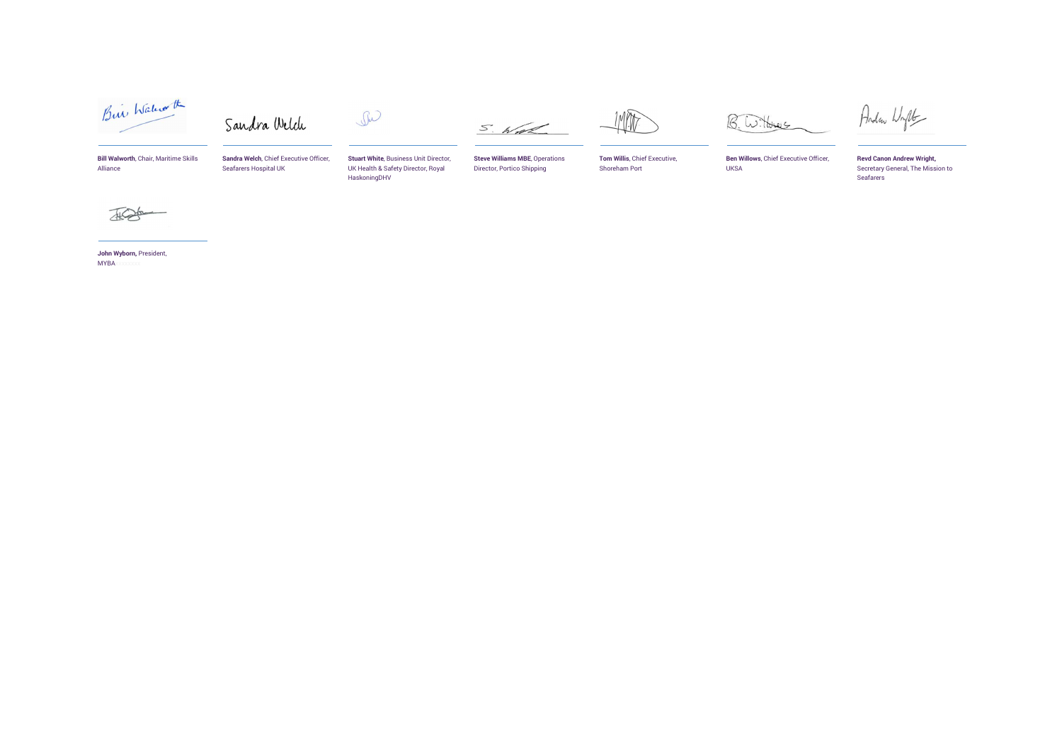**Bill Walworth**, Chair, Maritime Skills Alliance

**Sandra Welch**, Chief Executive Officer, Seafarers Hospital UK

**Stuart White**, Business Unit Director, UK Health & Safety Director, Royal HaskoningDHV

**Steve Williams MBE**, Operations Director, Portico Shipping

**Tom Willis**, Chief Executive, Shoreham Port

**Ben Willows**, Chief Executive Officer, UKSA

**Revd Canon Andrew Wright,** Secretary General, The Mission to Seafarers

**John Wyborn,** President, MYBA